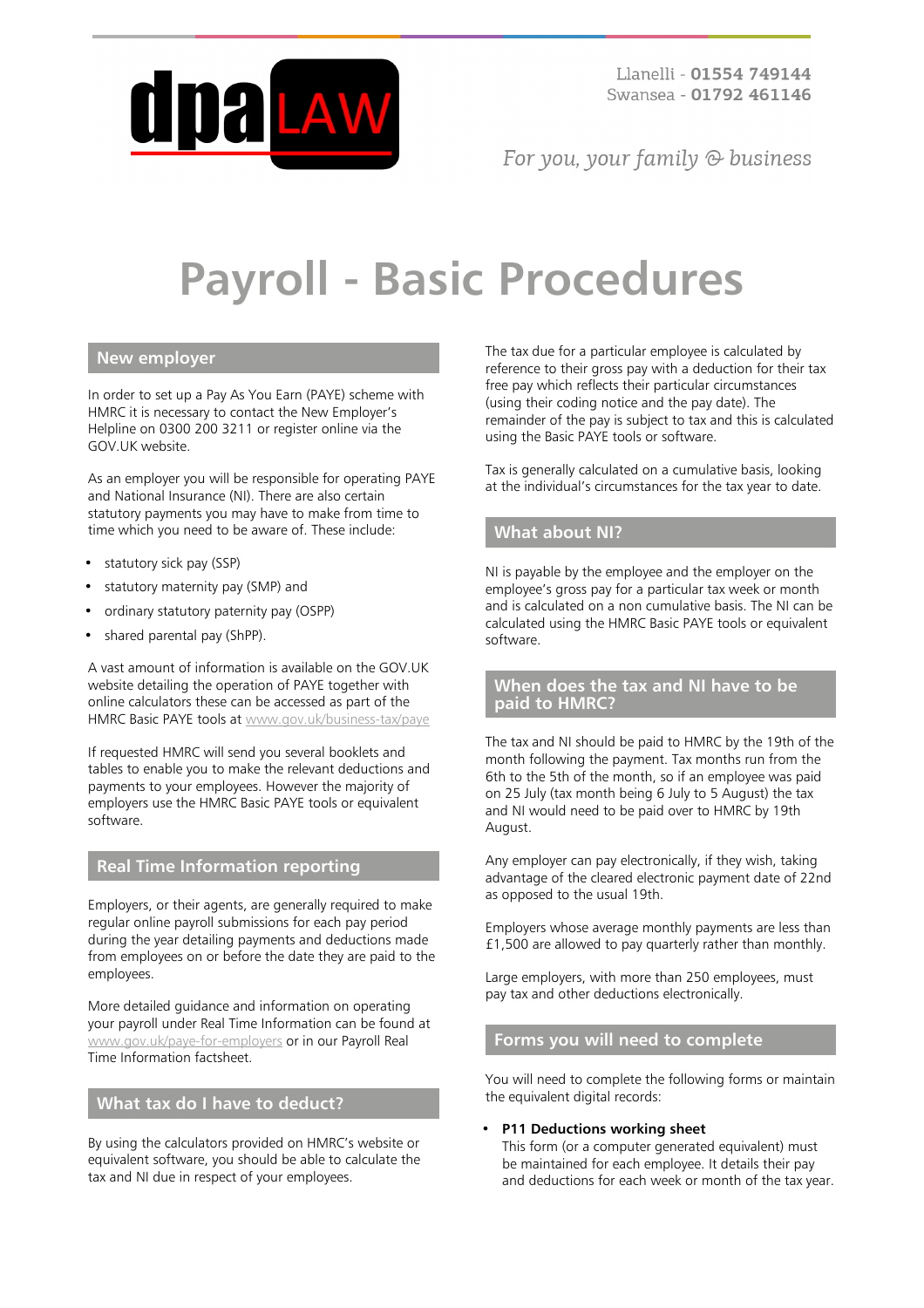# Payroll - Basic Procedures

## New employer

In order to set up a Pay As You Earn (PAYE) scheme with HMRC it is necessary to contact the New Employer's Helpline on 0300 200 3211 or register online via the GOV.UK website.

As an employer you will be responsible for operating PAYE and National Insurance (NI). There are also certain statutory payments you may have to make from time to time which you need to be aware of. These include:

- statutory sick pay (SSP)
- statutory maternity pay (SMP) and
- ordinary statutory paternity pay (OSPP)
- shared parental pay (ShPP).

A vast amount of information is available on the GOV.UK website detailing the operation of PAYE together with online calculators these can be accessed as part of the HMRC Basic PAYE tools at www.gov.uk/business-tax/paye

If requested HMRC will send you several booklets and tables to enable you to make the relevant deductions and payments to your employees. However the majority of employers use the HMRC Basic PAYE tools or equivalent software.

## Real Time Information reporting

Employers, or their agents, are generally required to make regular online payroll submissions for each pay period during the year detailing payments and deductions made from employees on or before the date they are paid to the employees.

More detailed guidance and information on operating your payroll under Real Time Information can be found at www.gov.uk/paye-for-employers or in our Payroll Real Time Information factsheet.

## What tax do I have to deduct?

By using the calculators provided on HMRC's website or equivalent software, you should be able to calculate the tax and NI due in respect of your employees.

The tax due for a particular employee is calculated by reference to their gross pay with a deduction for their tax free pay which reflects their particular circumstances (using their coding notice and the pay date). The remainder of the pay is subject to tax and this is calculated using the Basic PAYE tools or software.

Tax is generally calculated on a cumulative basis, looking at the individual's circumstances for the tax year to date.

## What about NI?

NI is payable by the employee and the employer on the employee's gross pay for a particular tax week or month and is calculated on a non cumulative basis. The NI can be calculated using the HMRC Basic PAYE tools or equivalent software.

## When does the tax and NI have to be paid to HMRC?

The tax and NI should be paid to HMRC by the 19th of the month following the payment. Tax months run from the 6th to the 5th of the month, so if an employee was paid on 25 July (tax month being 6 July to 5 August) the tax and NI would need to be paid over to HMRC by 19th August.

Any employer can pay electronically, if they wish, taking advantage of the cleared electronic payment date of 22nd as opposed to the usual 19th.

Employers whose average monthly payments are less than £1,500 are allowed to pay quarterly rather than monthly.

Large employers, with more than 250 employees, must pay tax and other deductions electronically.

## Forms you will need to complete

You will need to complete the following forms or maintain the equivalent digital records:

- **P11 Deductions working sheet**
  This form (or a computer generated equivalent) must be maintained for each employee. It details their pay and deductions for each week or month of the tax year.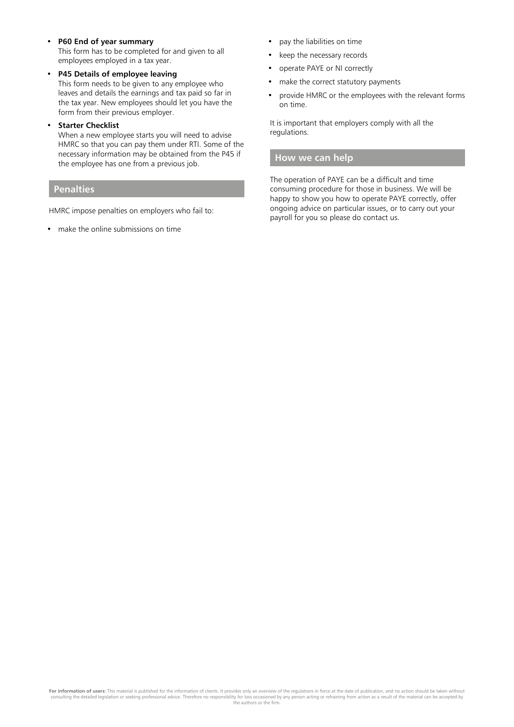- **P60 End of year summary**
  This form has to be completed for and given to all employees employed in a tax year.
- **P45 Details of employee leaving**
  This form needs to be given to any employee who leaves and details the earnings and tax paid so far in the tax year. New employees should let you have the form from their previous employer.
- **Starter Checklist**
  When a new employee starts you will need to advise HMRC so that you can pay them under RTI. Some of the necessary information may be obtained from the P45 if the employee has one from a previous job.

## Penalties

HMRC impose penalties on employers who fail to:

- make the online submissions on time
- pay the liabilities on time
- keep the necessary records
- operate PAYE or NI correctly
- make the correct statutory payments
- provide HMRC or the employees with the relevant forms on time.

It is important that employers comply with all the regulations.

## How we can help

The operation of PAYE can be a difficult and time consuming procedure for those in business. We will be happy to show you how to operate PAYE correctly, offer ongoing advice on particular issues, or to carry out your payroll for you so please do contact us.

**For information of users:** This material is published for the information of clients. It provides only an overview of the regulations in force at the date of publication, and no action should be taken without consulting the detailed legislation or seeking professional advice. Therefore no responsibility for loss occasioned by any person acting or refraining from action as a result of the material can be accepted by the authors or the firm.